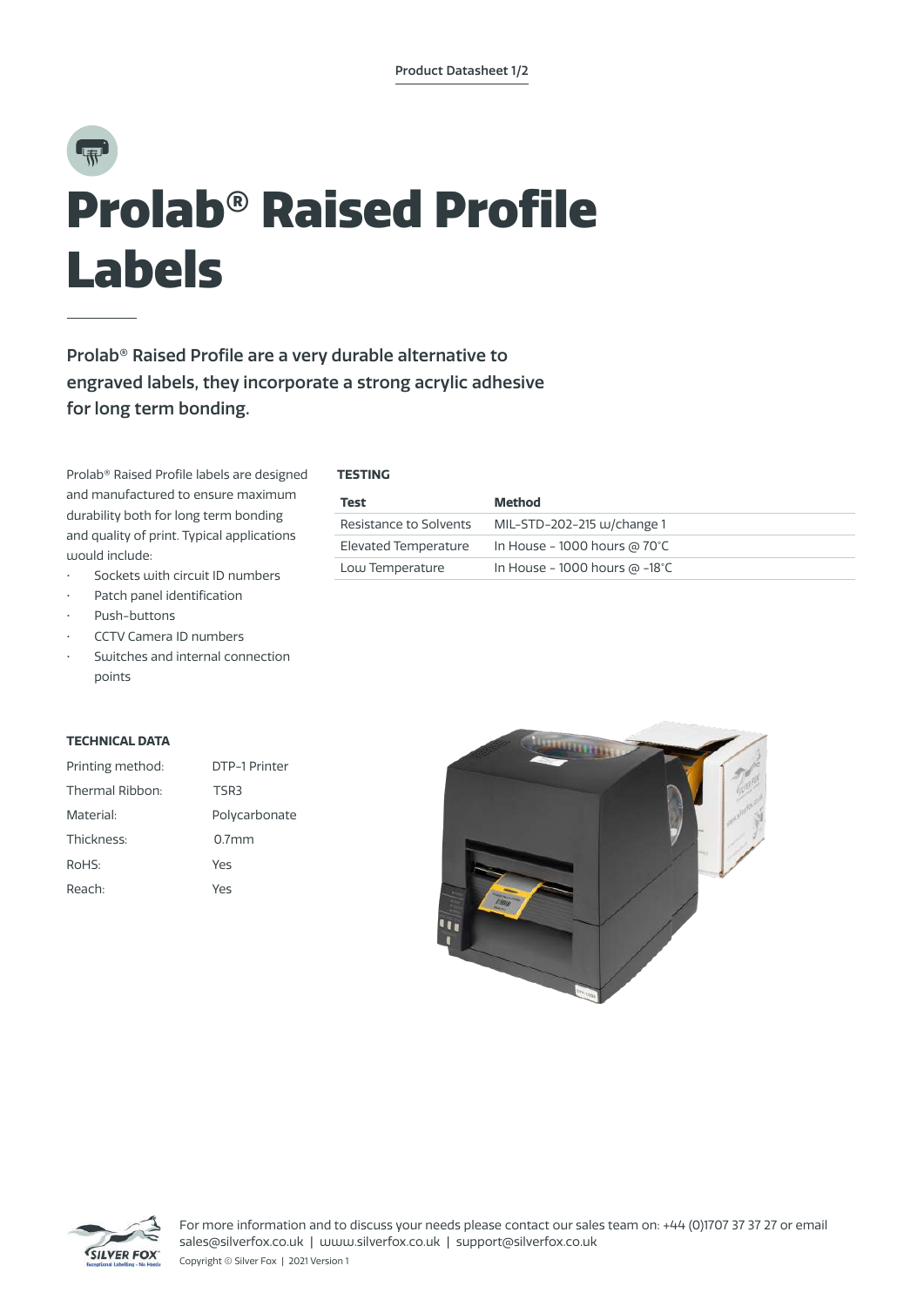# Prolab® Raised Profile Labels

**Prolab® Raised Profile are a very durable alternative to engraved labels, they incorporate a strong acrylic adhesive for long term bonding.**

Prolab® Raised Profile labels are designed and manufactured to ensure maximum durability both for long term bonding and quality of print. Typical applications would include:

- Sockets with circuit ID numbers
- Patch panel identification
- Push-buttons
- CCTV Camera ID numbers
- Switches and internal connection points

### TESTING

| Test | Method |
|---|---|
| Resistance to Solvents | MIL-STD-202-215 w/change 1 |
| Elevated Temperature | In House - 1000 hours @ 70°C |
| Low Temperature | In House - 1000 hours @ -18°C |

### TECHNICAL DATA

| | |
|---|---|
| Printing method: | DTP-1 Printer |
| Thermal Ribbon: | TSR3 |
| Material: | Polycarbonate |
| Thickness: | 0.7mm |
| RoHS: | Yes |
| Reach: | Yes |

For more information and to discuss your needs please contact our sales team on: +44 (0)1707 37 37 27 or email sales@silverfox.co.uk | www.silverfox.co.uk | support@silverfox.co.uk

Copyright © Silver Fox | 2021 Version 1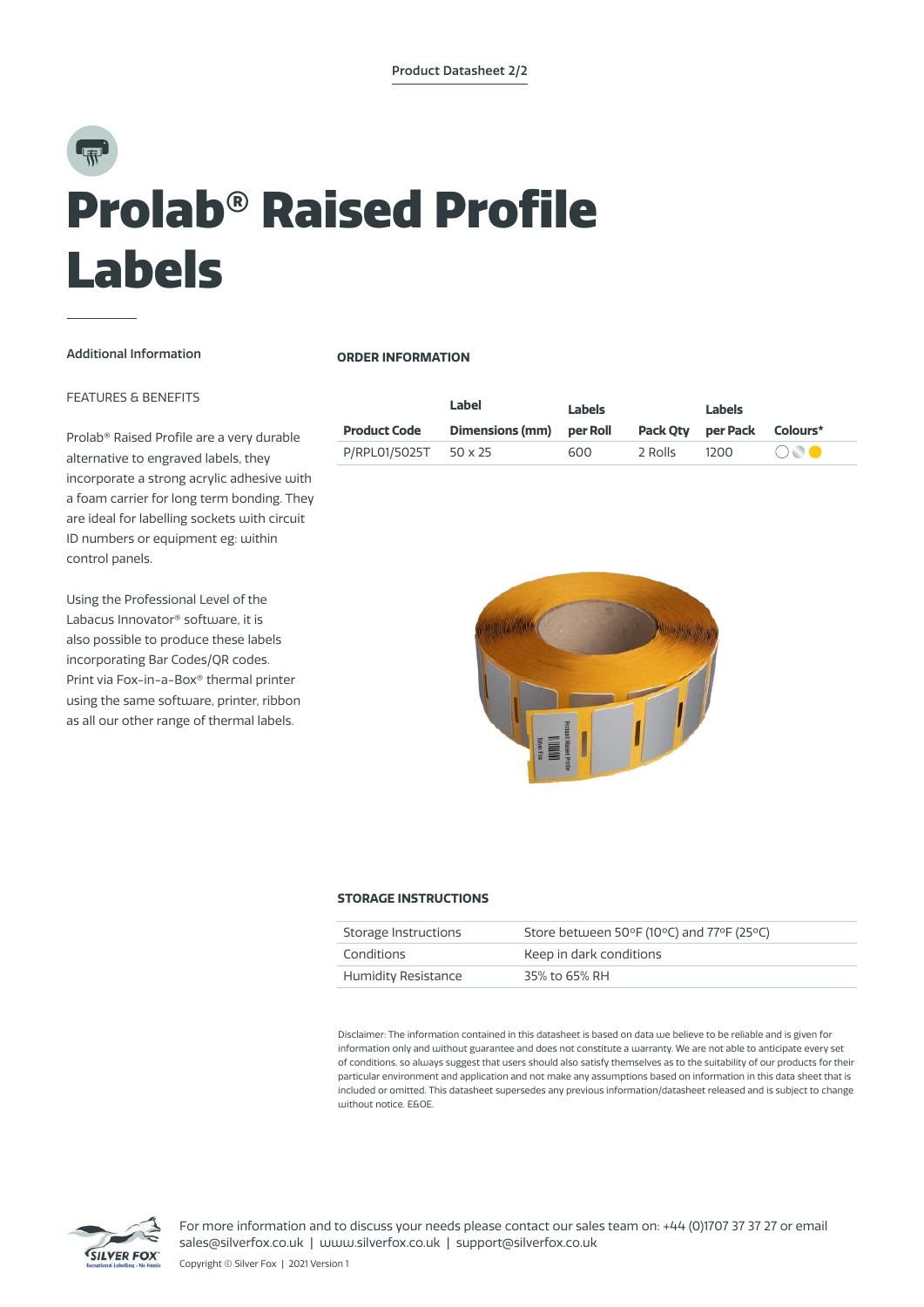# Prolab® Raised Profile Labels

Additional Information

FEATURES & BENEFITS

Prolab® Raised Profile are a very durable alternative to engraved labels, they incorporate a strong acrylic adhesive with a foam carrier for long term bonding. They are ideal for labelling sockets with circuit ID numbers or equipment eg: within control panels.

Using the Professional Level of the Labacus Innovator® software, it is also possible to produce these labels incorporating Bar Codes/QR codes. Print via Fox-in-a-Box® thermal printer using the same software, printer, ribbon as all our other range of thermal labels.

## ORDER INFORMATION

| Product Code | Label Dimensions (mm) | Labels per Roll | Pack Qty | Labels per Pack | Colours* |
|---|---|---|---|---|---|
| P/RPL01/5025T | 50 x 25 | 600 | 2 Rolls | 1200 | |

## STORAGE INSTRUCTIONS

| | |
|---|---|
| Storage Instructions | Store between 50°F (10°C) and 77°F (25°C) |
| Conditions | Keep in dark conditions |
| Humidity Resistance | 35% to 65% RH |

Disclaimer: The information contained in this datasheet is based on data we believe to be reliable and is given for information only and without guarantee and does not constitute a warranty. We are not able to anticipate every set of conditions, so always suggest that users should also satisfy themselves as to the suitability of our products for their particular environment and application and not make any assumptions based on information in this data sheet that is included or omitted. This datasheet supersedes any previous information/datasheet released and is subject to change without notice. E&OE.

For more information and to discuss your needs please contact our sales team on: +44 (0)1707 37 37 27 or email sales@silverfox.co.uk | www.silverfox.co.uk | support@silverfox.co.uk

Copyright © Silver Fox | 2021 Version 1